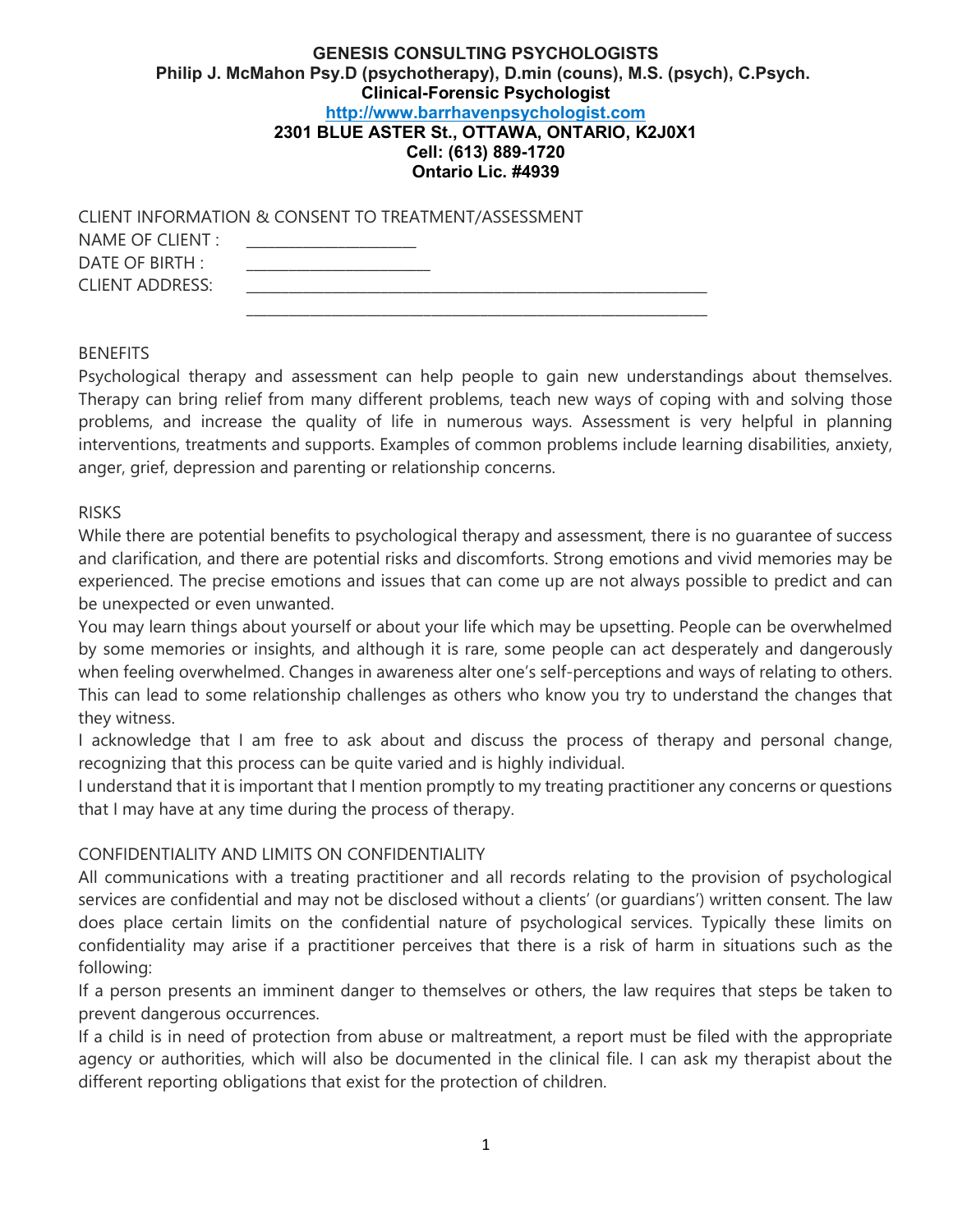**GENESIS CONSULTING PSYCHOLOGISTS**
**Philip J. McMahon Psy.D (psychotherapy), D.min (couns), M.S. (psych), C.Psych.**
**Clinical-Forensic Psychologist**
**http://www.barrhavenpsychologist.com**
**2301 BLUE ASTER St., OTTAWA, ONTARIO, K2J0X1**
**Cell: (613) 889-1720**
**Ontario Lic. #4939**

CLIENT INFORMATION & CONSENT TO TREATMENT/ASSESSMENT

NAME OF CLIENT : ____________________

DATE OF BIRTH : ______________________

CLIENT ADDRESS: ____________________________________________________________

____________________________________________________________

BENEFITS

Psychological therapy and assessment can help people to gain new understandings about themselves. Therapy can bring relief from many different problems, teach new ways of coping with and solving those problems, and increase the quality of life in numerous ways. Assessment is very helpful in planning interventions, treatments and supports. Examples of common problems include learning disabilities, anxiety, anger, grief, depression and parenting or relationship concerns.

RISKS

While there are potential benefits to psychological therapy and assessment, there is no guarantee of success and clarification, and there are potential risks and discomforts. Strong emotions and vivid memories may be experienced. The precise emotions and issues that can come up are not always possible to predict and can be unexpected or even unwanted.

You may learn things about yourself or about your life which may be upsetting. People can be overwhelmed by some memories or insights, and although it is rare, some people can act desperately and dangerously when feeling overwhelmed. Changes in awareness alter one's self-perceptions and ways of relating to others. This can lead to some relationship challenges as others who know you try to understand the changes that they witness.

I acknowledge that I am free to ask about and discuss the process of therapy and personal change, recognizing that this process can be quite varied and is highly individual.

I understand that it is important that I mention promptly to my treating practitioner any concerns or questions that I may have at any time during the process of therapy.

CONFIDENTIALITY AND LIMITS ON CONFIDENTIALITY

All communications with a treating practitioner and all records relating to the provision of psychological services are confidential and may not be disclosed without a clients' (or guardians') written consent. The law does place certain limits on the confidential nature of psychological services. Typically these limits on confidentiality may arise if a practitioner perceives that there is a risk of harm in situations such as the following:

If a person presents an imminent danger to themselves or others, the law requires that steps be taken to prevent dangerous occurrences.

If a child is in need of protection from abuse or maltreatment, a report must be filed with the appropriate agency or authorities, which will also be documented in the clinical file. I can ask my therapist about the different reporting obligations that exist for the protection of children.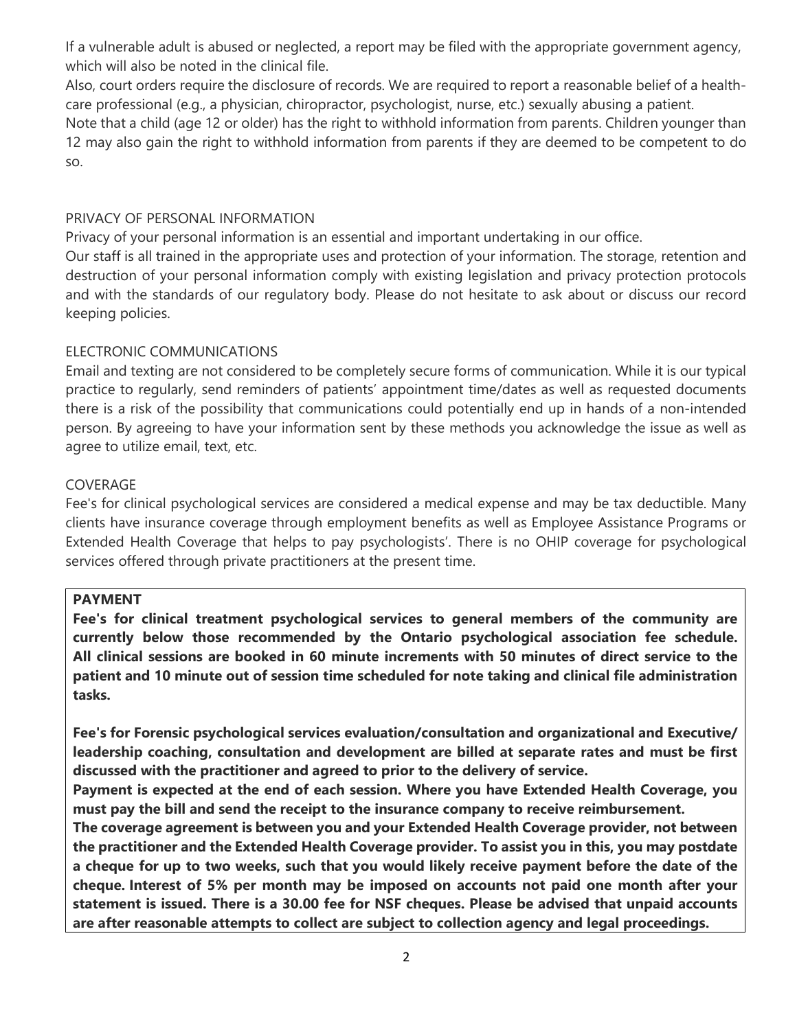If a vulnerable adult is abused or neglected, a report may be filed with the appropriate government agency, which will also be noted in the clinical file.

Also, court orders require the disclosure of records. We are required to report a reasonable belief of a health-care professional (e.g., a physician, chiropractor, psychologist, nurse, etc.) sexually abusing a patient.

Note that a child (age 12 or older) has the right to withhold information from parents. Children younger than 12 may also gain the right to withhold information from parents if they are deemed to be competent to do so.

## PRIVACY OF PERSONAL INFORMATION

Privacy of your personal information is an essential and important undertaking in our office.

Our staff is all trained in the appropriate uses and protection of your information. The storage, retention and destruction of your personal information comply with existing legislation and privacy protection protocols and with the standards of our regulatory body. Please do not hesitate to ask about or discuss our record keeping policies.

## ELECTRONIC COMMUNICATIONS

Email and texting are not considered to be completely secure forms of communication. While it is our typical practice to regularly, send reminders of patients' appointment time/dates as well as requested documents there is a risk of the possibility that communications could potentially end up in hands of a non-intended person. By agreeing to have your information sent by these methods you acknowledge the issue as well as agree to utilize email, text, etc.

## COVERAGE

Fee's for clinical psychological services are considered a medical expense and may be tax deductible. Many clients have insurance coverage through employment benefits as well as Employee Assistance Programs or Extended Health Coverage that helps to pay psychologists'. There is no OHIP coverage for psychological services offered through private practitioners at the present time.

## PAYMENT

**Fee's for clinical treatment psychological services to general members of the community are currently below those recommended by the Ontario psychological association fee schedule. All clinical sessions are booked in 60 minute increments with 50 minutes of direct service to the patient and 10 minute out of session time scheduled for note taking and clinical file administration tasks.**

**Fee's for Forensic psychological services evaluation/consultation and organizational and Executive/ leadership coaching, consultation and development are billed at separate rates and must be first discussed with the practitioner and agreed to prior to the delivery of service.**

**Payment is expected at the end of each session. Where you have Extended Health Coverage, you must pay the bill and send the receipt to the insurance company to receive reimbursement.**

**The coverage agreement is between you and your Extended Health Coverage provider, not between the practitioner and the Extended Health Coverage provider. To assist you in this, you may postdate a cheque for up to two weeks, such that you would likely receive payment before the date of the cheque. Interest of 5% per month may be imposed on accounts not paid one month after your statement is issued. There is a 30.00 fee for NSF cheques. Please be advised that unpaid accounts are after reasonable attempts to collect are subject to collection agency and legal proceedings.**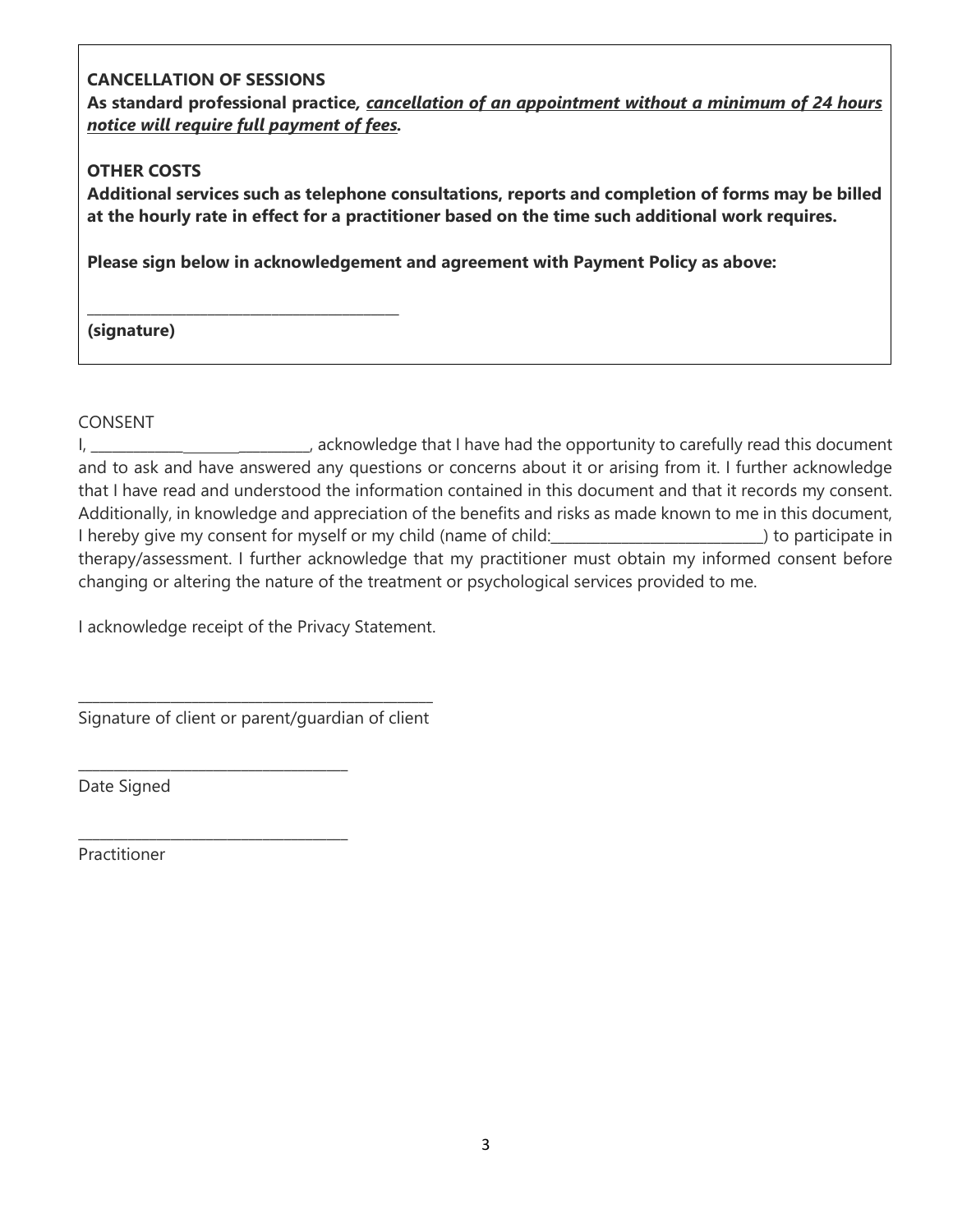**CANCELLATION OF SESSIONS**

**As standard professional practice*, cancellation of an appointment without a minimum of 24 hours notice will require full payment of fees*.**

**OTHER COSTS**

**Additional services such as telephone consultations, reports and completion of forms may be billed at the hourly rate in effect for a practitioner based on the time such additional work requires.**

**Please sign below in acknowledgement and agreement with Payment Policy as above:**

\_\_\_\_\_\_\_\_\_\_\_\_\_\_\_\_\_\_\_\_\_\_\_\_\_\_\_\_\_\_\_\_\_\_\_\_\_\_\_\_
**(signature)**

CONSENT

I, \_\_\_\_\_\_\_\_\_\_\_\_\_\_\_\_\_\_\_\_\_\_\_\_\_\_\_\_\_\_\_\_\_\_, acknowledge that I have had the opportunity to carefully read this document and to ask and have answered any questions or concerns about it or arising from it. I further acknowledge that I have read and understood the information contained in this document and that it records my consent. Additionally, in knowledge and appreciation of the benefits and risks as made known to me in this document, I hereby give my consent for myself or my child (name of child:\_\_\_\_\_\_\_\_\_\_\_\_\_\_\_\_\_\_\_\_\_\_\_\_\_\_\_\_\_\_) to participate in therapy/assessment. I further acknowledge that my practitioner must obtain my informed consent before changing or altering the nature of the treatment or psychological services provided to me.

I acknowledge receipt of the Privacy Statement.

\_\_\_\_\_\_\_\_\_\_\_\_\_\_\_\_\_\_\_\_\_\_\_\_\_\_\_\_\_\_\_\_\_\_\_\_\_\_\_\_\_\_\_\_\_
Signature of client or parent/guardian of client

\_\_\_\_\_\_\_\_\_\_\_\_\_\_\_\_\_\_\_\_\_\_\_\_\_\_\_\_\_\_\_\_\_\_\_
Date Signed

\_\_\_\_\_\_\_\_\_\_\_\_\_\_\_\_\_\_\_\_\_\_\_\_\_\_\_\_\_\_\_\_\_\_\_
Practitioner